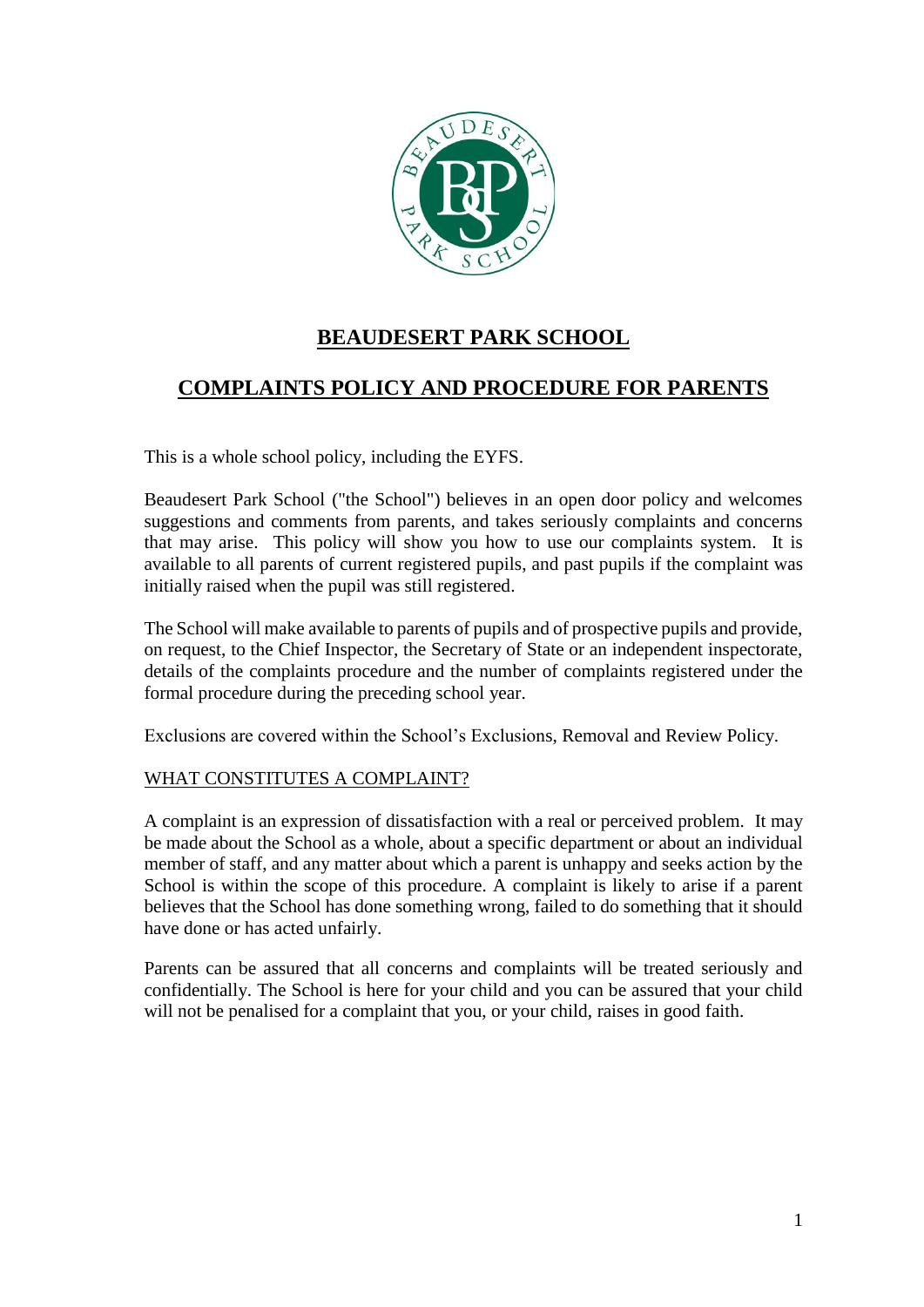# BEAUDESERT PARK SCHOOL

## COMPLAINTS POLICY AND PROCEDURE FOR PARENTS

This is a whole school policy, including the EYFS.

Beaudesert Park School ("the School") believes in an open door policy and welcomes suggestions and comments from parents, and takes seriously complaints and concerns that may arise. This policy will show you how to use our complaints system. It is available to all parents of current registered pupils, and past pupils if the complaint was initially raised when the pupil was still registered.

The School will make available to parents of pupils and of prospective pupils and provide, on request, to the Chief Inspector, the Secretary of State or an independent inspectorate, details of the complaints procedure and the number of complaints registered under the formal procedure during the preceding school year.

Exclusions are covered within the School's Exclusions, Removal and Review Policy.

### WHAT CONSTITUTES A COMPLAINT?

A complaint is an expression of dissatisfaction with a real or perceived problem. It may be made about the School as a whole, about a specific department or about an individual member of staff, and any matter about which a parent is unhappy and seeks action by the School is within the scope of this procedure. A complaint is likely to arise if a parent believes that the School has done something wrong, failed to do something that it should have done or has acted unfairly.

Parents can be assured that all concerns and complaints will be treated seriously and confidentially. The School is here for your child and you can be assured that your child will not be penalised for a complaint that you, or your child, raises in good faith.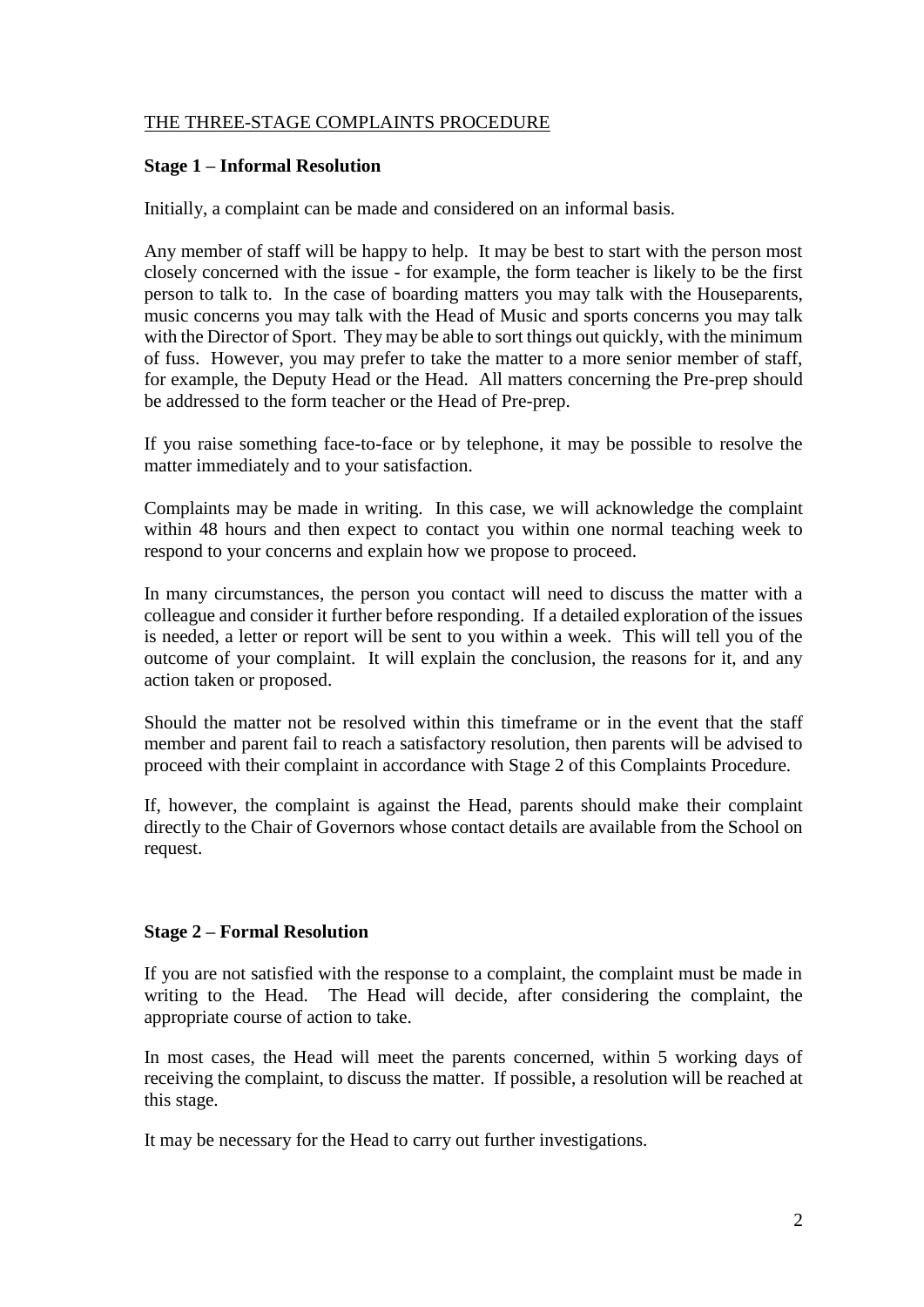## THE THREE-STAGE COMPLAINTS PROCEDURE

### Stage 1 – Informal Resolution

Initially, a complaint can be made and considered on an informal basis.

Any member of staff will be happy to help. It may be best to start with the person most closely concerned with the issue - for example, the form teacher is likely to be the first person to talk to. In the case of boarding matters you may talk with the Houseparents, music concerns you may talk with the Head of Music and sports concerns you may talk with the Director of Sport. They may be able to sort things out quickly, with the minimum of fuss. However, you may prefer to take the matter to a more senior member of staff, for example, the Deputy Head or the Head. All matters concerning the Pre-prep should be addressed to the form teacher or the Head of Pre-prep.

If you raise something face-to-face or by telephone, it may be possible to resolve the matter immediately and to your satisfaction.

Complaints may be made in writing. In this case, we will acknowledge the complaint within 48 hours and then expect to contact you within one normal teaching week to respond to your concerns and explain how we propose to proceed.

In many circumstances, the person you contact will need to discuss the matter with a colleague and consider it further before responding. If a detailed exploration of the issues is needed, a letter or report will be sent to you within a week. This will tell you of the outcome of your complaint. It will explain the conclusion, the reasons for it, and any action taken or proposed.

Should the matter not be resolved within this timeframe or in the event that the staff member and parent fail to reach a satisfactory resolution, then parents will be advised to proceed with their complaint in accordance with Stage 2 of this Complaints Procedure.

If, however, the complaint is against the Head, parents should make their complaint directly to the Chair of Governors whose contact details are available from the School on request.

### Stage 2 – Formal Resolution

If you are not satisfied with the response to a complaint, the complaint must be made in writing to the Head. The Head will decide, after considering the complaint, the appropriate course of action to take.

In most cases, the Head will meet the parents concerned, within 5 working days of receiving the complaint, to discuss the matter. If possible, a resolution will be reached at this stage.

It may be necessary for the Head to carry out further investigations.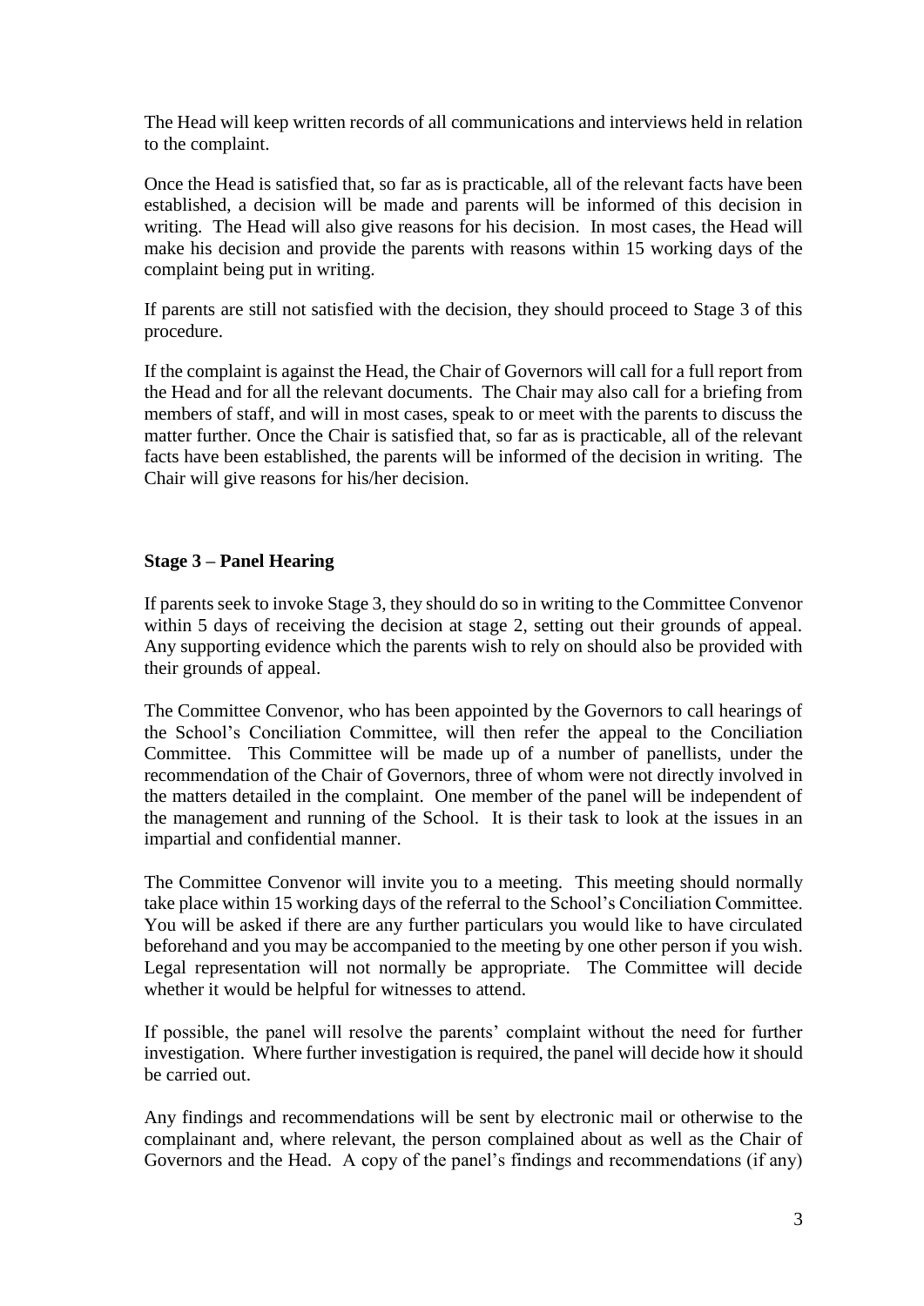The Head will keep written records of all communications and interviews held in relation to the complaint.

Once the Head is satisfied that, so far as is practicable, all of the relevant facts have been established, a decision will be made and parents will be informed of this decision in writing. The Head will also give reasons for his decision. In most cases, the Head will make his decision and provide the parents with reasons within 15 working days of the complaint being put in writing.

If parents are still not satisfied with the decision, they should proceed to Stage 3 of this procedure.

If the complaint is against the Head, the Chair of Governors will call for a full report from the Head and for all the relevant documents. The Chair may also call for a briefing from members of staff, and will in most cases, speak to or meet with the parents to discuss the matter further. Once the Chair is satisfied that, so far as is practicable, all of the relevant facts have been established, the parents will be informed of the decision in writing. The Chair will give reasons for his/her decision.

**Stage 3 – Panel Hearing**

If parents seek to invoke Stage 3, they should do so in writing to the Committee Convenor within 5 days of receiving the decision at stage 2, setting out their grounds of appeal. Any supporting evidence which the parents wish to rely on should also be provided with their grounds of appeal.

The Committee Convenor, who has been appointed by the Governors to call hearings of the School's Conciliation Committee, will then refer the appeal to the Conciliation Committee. This Committee will be made up of a number of panellists, under the recommendation of the Chair of Governors, three of whom were not directly involved in the matters detailed in the complaint. One member of the panel will be independent of the management and running of the School. It is their task to look at the issues in an impartial and confidential manner.

The Committee Convenor will invite you to a meeting. This meeting should normally take place within 15 working days of the referral to the School's Conciliation Committee. You will be asked if there are any further particulars you would like to have circulated beforehand and you may be accompanied to the meeting by one other person if you wish. Legal representation will not normally be appropriate. The Committee will decide whether it would be helpful for witnesses to attend.

If possible, the panel will resolve the parents' complaint without the need for further investigation. Where further investigation is required, the panel will decide how it should be carried out.

Any findings and recommendations will be sent by electronic mail or otherwise to the complainant and, where relevant, the person complained about as well as the Chair of Governors and the Head. A copy of the panel's findings and recommendations (if any)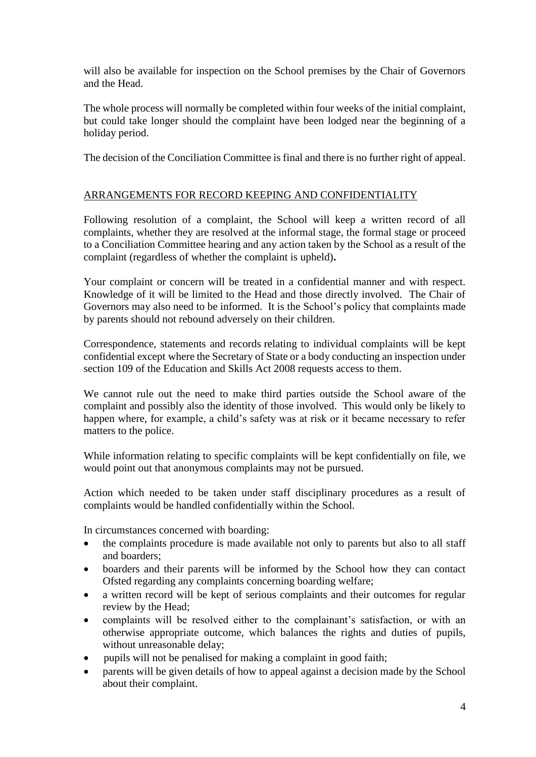will also be available for inspection on the School premises by the Chair of Governors and the Head.

The whole process will normally be completed within four weeks of the initial complaint, but could take longer should the complaint have been lodged near the beginning of a holiday period.

The decision of the Conciliation Committee is final and there is no further right of appeal.

## ARRANGEMENTS FOR RECORD KEEPING AND CONFIDENTIALITY

Following resolution of a complaint, the School will keep a written record of all complaints, whether they are resolved at the informal stage, the formal stage or proceed to a Conciliation Committee hearing and any action taken by the School as a result of the complaint (regardless of whether the complaint is upheld)**.**

Your complaint or concern will be treated in a confidential manner and with respect. Knowledge of it will be limited to the Head and those directly involved. The Chair of Governors may also need to be informed. It is the School's policy that complaints made by parents should not rebound adversely on their children.

Correspondence, statements and records relating to individual complaints will be kept confidential except where the Secretary of State or a body conducting an inspection under section 109 of the Education and Skills Act 2008 requests access to them.

We cannot rule out the need to make third parties outside the School aware of the complaint and possibly also the identity of those involved. This would only be likely to happen where, for example, a child's safety was at risk or it became necessary to refer matters to the police.

While information relating to specific complaints will be kept confidentially on file, we would point out that anonymous complaints may not be pursued.

Action which needed to be taken under staff disciplinary procedures as a result of complaints would be handled confidentially within the School.

In circumstances concerned with boarding:

- the complaints procedure is made available not only to parents but also to all staff and boarders;
- boarders and their parents will be informed by the School how they can contact Ofsted regarding any complaints concerning boarding welfare;
- a written record will be kept of serious complaints and their outcomes for regular review by the Head;
- complaints will be resolved either to the complainant's satisfaction, or with an otherwise appropriate outcome, which balances the rights and duties of pupils, without unreasonable delay;
- pupils will not be penalised for making a complaint in good faith;
- parents will be given details of how to appeal against a decision made by the School about their complaint.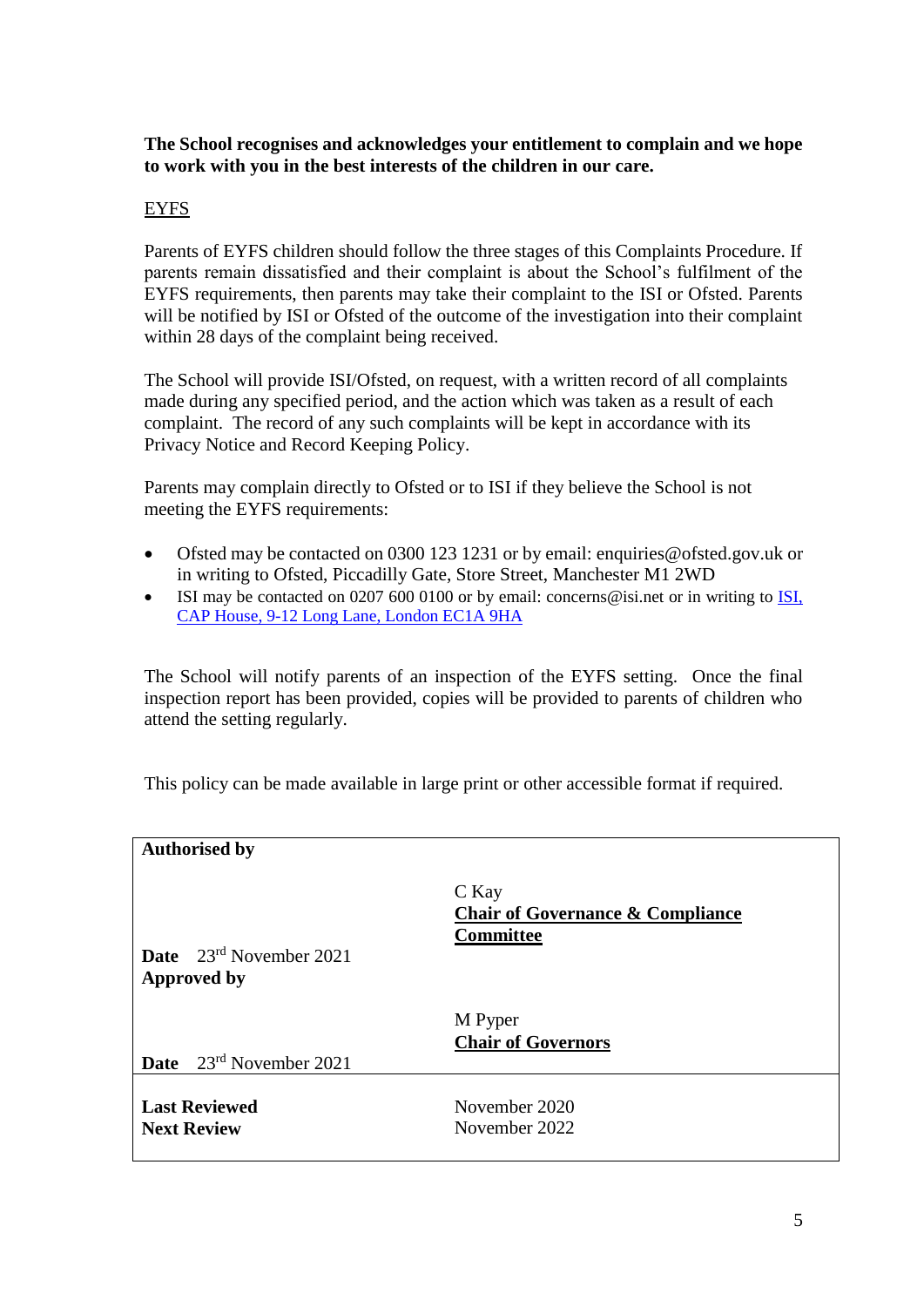**The School recognises and acknowledges your entitlement to complain and we hope to work with you in the best interests of the children in our care.**

EYFS

Parents of EYFS children should follow the three stages of this Complaints Procedure. If parents remain dissatisfied and their complaint is about the School's fulfilment of the EYFS requirements, then parents may take their complaint to the ISI or Ofsted. Parents will be notified by ISI or Ofsted of the outcome of the investigation into their complaint within 28 days of the complaint being received.

The School will provide ISI/Ofsted, on request, with a written record of all complaints made during any specified period, and the action which was taken as a result of each complaint. The record of any such complaints will be kept in accordance with its Privacy Notice and Record Keeping Policy.

Parents may complain directly to Ofsted or to ISI if they believe the School is not meeting the EYFS requirements:

- Ofsted may be contacted on 0300 123 1231 or by email: enquiries@ofsted.gov.uk or in writing to Ofsted, Piccadilly Gate, Store Street, Manchester M1 2WD
- ISI may be contacted on 0207 600 0100 or by email: concerns@isi.net or in writing to ISI, CAP House, 9-12 Long Lane, London EC1A 9HA

The School will notify parents of an inspection of the EYFS setting. Once the final inspection report has been provided, copies will be provided to parents of children who attend the setting regularly.

This policy can be made available in large print or other accessible format if required.

| | |
|---|---|
| **Authorised by** | |
| **Date** 23rd November 2021 | C Kay<br>**Chair of Governance & Compliance Committee** |
| **Approved by** | |
| **Date** 23rd November 2021 | M Pyper<br>**Chair of Governors** |
| **Last Reviewed** | November 2020 |
| **Next Review** | November 2022 |